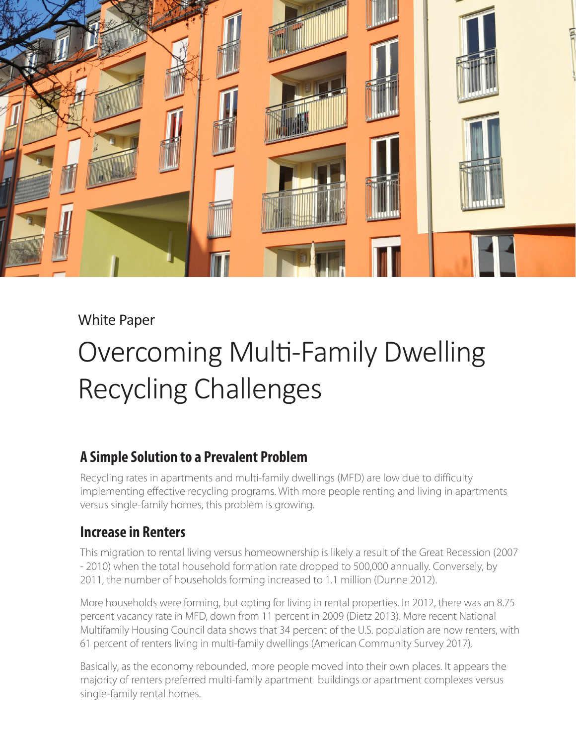White Paper

# Overcoming Multi-Family Dwelling Recycling Challenges

## A Simple Solution to a Prevalent Problem

Recycling rates in apartments and multi-family dwellings (MFD) are low due to difficulty implementing effective recycling programs. With more people renting and living in apartments versus single-family homes, this problem is growing.

## Increase in Renters

This migration to rental living versus homeownership is likely a result of the Great Recession (2007 - 2010) when the total household formation rate dropped to 500,000 annually. Conversely, by 2011, the number of households forming increased to 1.1 million (Dunne 2012).

More households were forming, but opting for living in rental properties. In 2012, there was an 8.75 percent vacancy rate in MFD, down from 11 percent in 2009 (Dietz 2013). More recent National Multifamily Housing Council data shows that 34 percent of the U.S. population are now renters, with 61 percent of renters living in multi-family dwellings (American Community Survey 2017).

Basically, as the economy rebounded, more people moved into their own places. It appears the majority of renters preferred multi-family apartment buildings or apartment complexes versus single-family rental homes.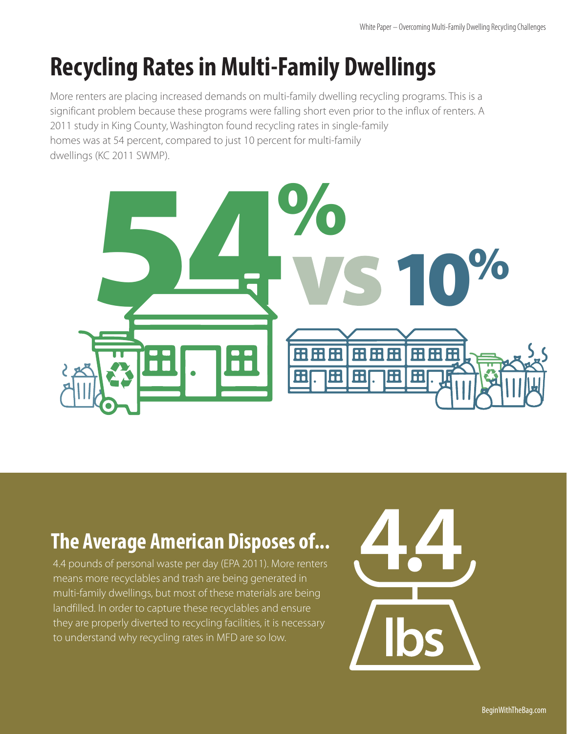# Recycling Rates in Multi-Family Dwellings

More renters are placing increased demands on multi-family dwelling recycling programs. This is a significant problem because these programs were falling short even prior to the influx of renters. A 2011 study in King County, Washington found recycling rates in single-family homes was at 54 percent, compared to just 10 percent for multi-family dwellings (KC 2011 SWMP).

54% vs 10%

## The Average American Disposes of...

4.4 pounds of personal waste per day (EPA 2011). More renters means more recyclables and trash are being generated in multi-family dwellings, but most of these materials are being landfilled. In order to capture these recyclables and ensure they are properly diverted to recycling facilities, it is necessary to understand why recycling rates in MFD are so low.

4.4 lbs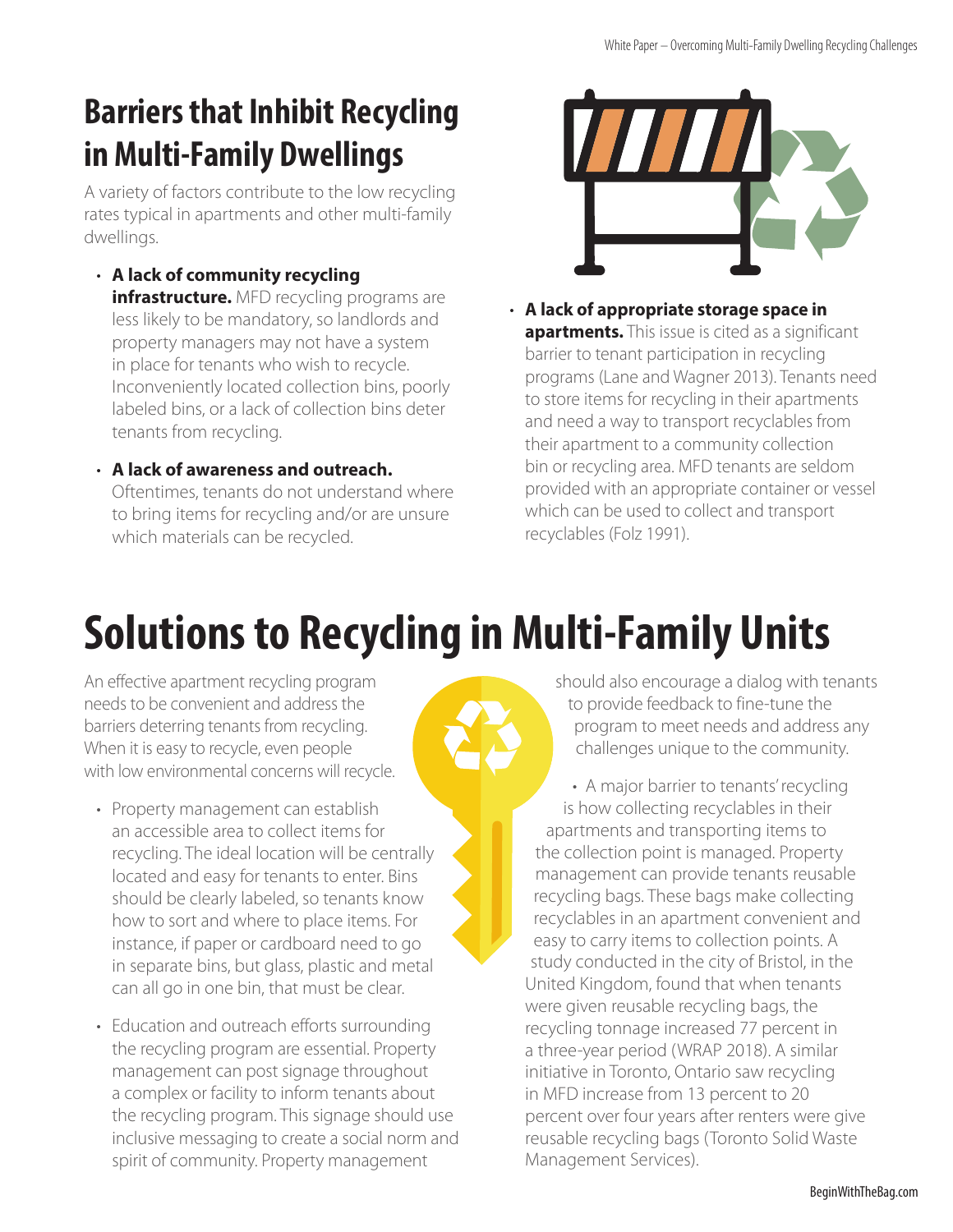## Barriers that Inhibit Recycling in Multi-Family Dwellings

A variety of factors contribute to the low recycling rates typical in apartments and other multi-family dwellings.

- **A lack of community recycling infrastructure.** MFD recycling programs are less likely to be mandatory, so landlords and property managers may not have a system in place for tenants who wish to recycle. Inconveniently located collection bins, poorly labeled bins, or a lack of collection bins deter tenants from recycling.
- **A lack of awareness and outreach.** Oftentimes, tenants do not understand where to bring items for recycling and/or are unsure which materials can be recycled.
- **A lack of appropriate storage space in apartments.** This issue is cited as a significant barrier to tenant participation in recycling programs (Lane and Wagner 2013). Tenants need to store items for recycling in their apartments and need a way to transport recyclables from their apartment to a community collection bin or recycling area. MFD tenants are seldom provided with an appropriate container or vessel which can be used to collect and transport recyclables (Folz 1991).

# Solutions to Recycling in Multi-Family Units

An effective apartment recycling program needs to be convenient and address the barriers deterring tenants from recycling. When it is easy to recycle, even people with low environmental concerns will recycle.

- Property management can establish an accessible area to collect items for recycling. The ideal location will be centrally located and easy for tenants to enter. Bins should be clearly labeled, so tenants know how to sort and where to place items. For instance, if paper or cardboard need to go in separate bins, but glass, plastic and metal can all go in one bin, that must be clear.
- Education and outreach efforts surrounding the recycling program are essential. Property management can post signage throughout a complex or facility to inform tenants about the recycling program. This signage should use inclusive messaging to create a social norm and spirit of community. Property management should also encourage a dialog with tenants to provide feedback to fine-tune the program to meet needs and address any challenges unique to the community.
- A major barrier to tenants' recycling is how collecting recyclables in their apartments and transporting items to the collection point is managed. Property management can provide tenants reusable recycling bags. These bags make collecting recyclables in an apartment convenient and easy to carry items to collection points. A study conducted in the city of Bristol, in the United Kingdom, found that when tenants were given reusable recycling bags, the recycling tonnage increased 77 percent in a three-year period (WRAP 2018). A similar initiative in Toronto, Ontario saw recycling in MFD increase from 13 percent to 20 percent over four years after renters were give reusable recycling bags (Toronto Solid Waste Management Services).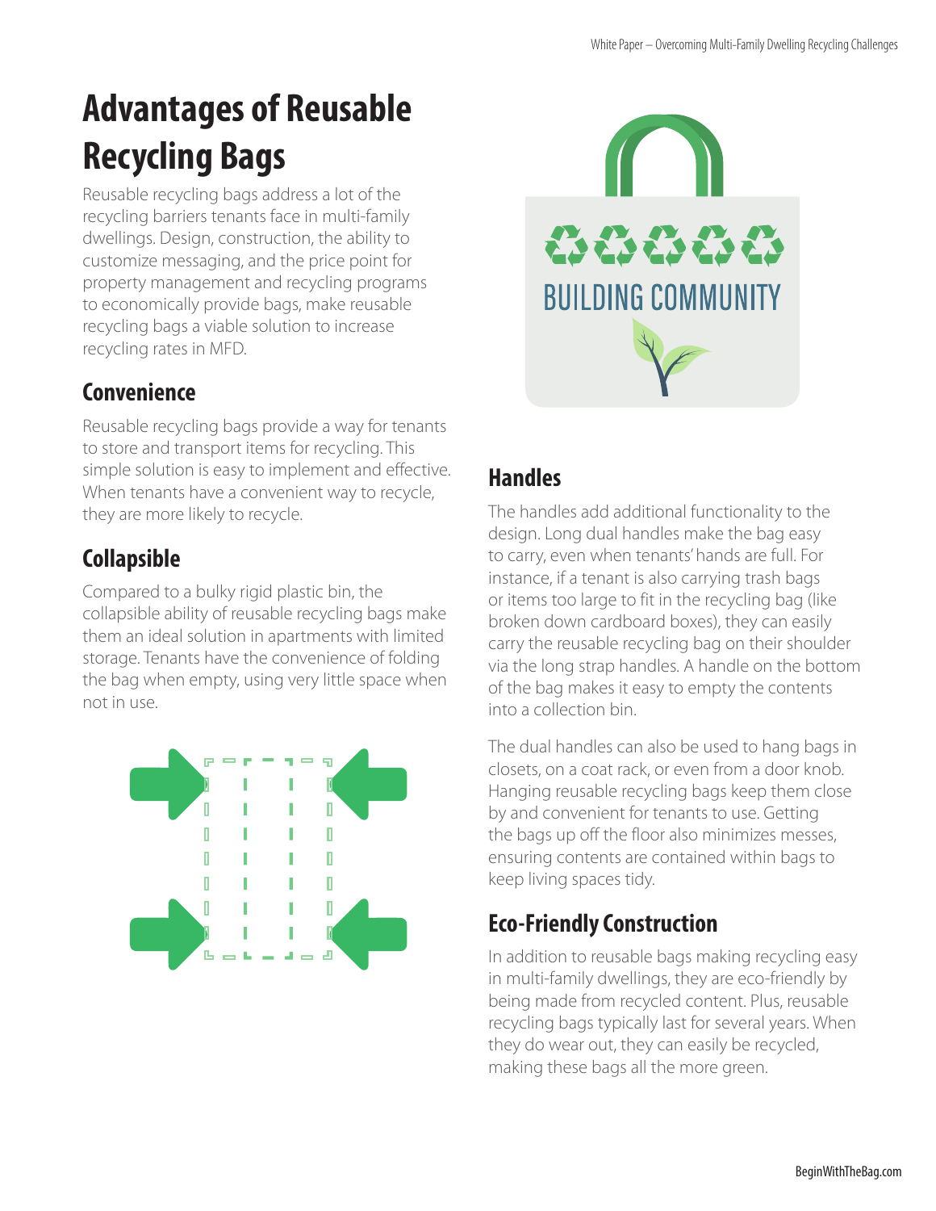# Advantages of Reusable Recycling Bags

Reusable recycling bags address a lot of the recycling barriers tenants face in multi-family dwellings. Design, construction, the ability to customize messaging, and the price point for property management and recycling programs to economically provide bags, make reusable recycling bags a viable solution to increase recycling rates in MFD.

## Convenience

Reusable recycling bags provide a way for tenants to store and transport items for recycling. This simple solution is easy to implement and effective. When tenants have a convenient way to recycle, they are more likely to recycle.

## Collapsible

Compared to a bulky rigid plastic bin, the collapsible ability of reusable recycling bags make them an ideal solution in apartments with limited storage. Tenants have the convenience of folding the bag when empty, using very little space when not in use.

## Handles

The handles add additional functionality to the design. Long dual handles make the bag easy to carry, even when tenants' hands are full. For instance, if a tenant is also carrying trash bags or items too large to fit in the recycling bag (like broken down cardboard boxes), they can easily carry the reusable recycling bag on their shoulder via the long strap handles. A handle on the bottom of the bag makes it easy to empty the contents into a collection bin.

The dual handles can also be used to hang bags in closets, on a coat rack, or even from a door knob. Hanging reusable recycling bags keep them close by and convenient for tenants to use. Getting the bags up off the floor also minimizes messes, ensuring contents are contained within bags to keep living spaces tidy.

## Eco-Friendly Construction

In addition to reusable bags making recycling easy in multi-family dwellings, they are eco-friendly by being made from recycled content. Plus, reusable recycling bags typically last for several years. When they do wear out, they can easily be recycled, making these bags all the more green.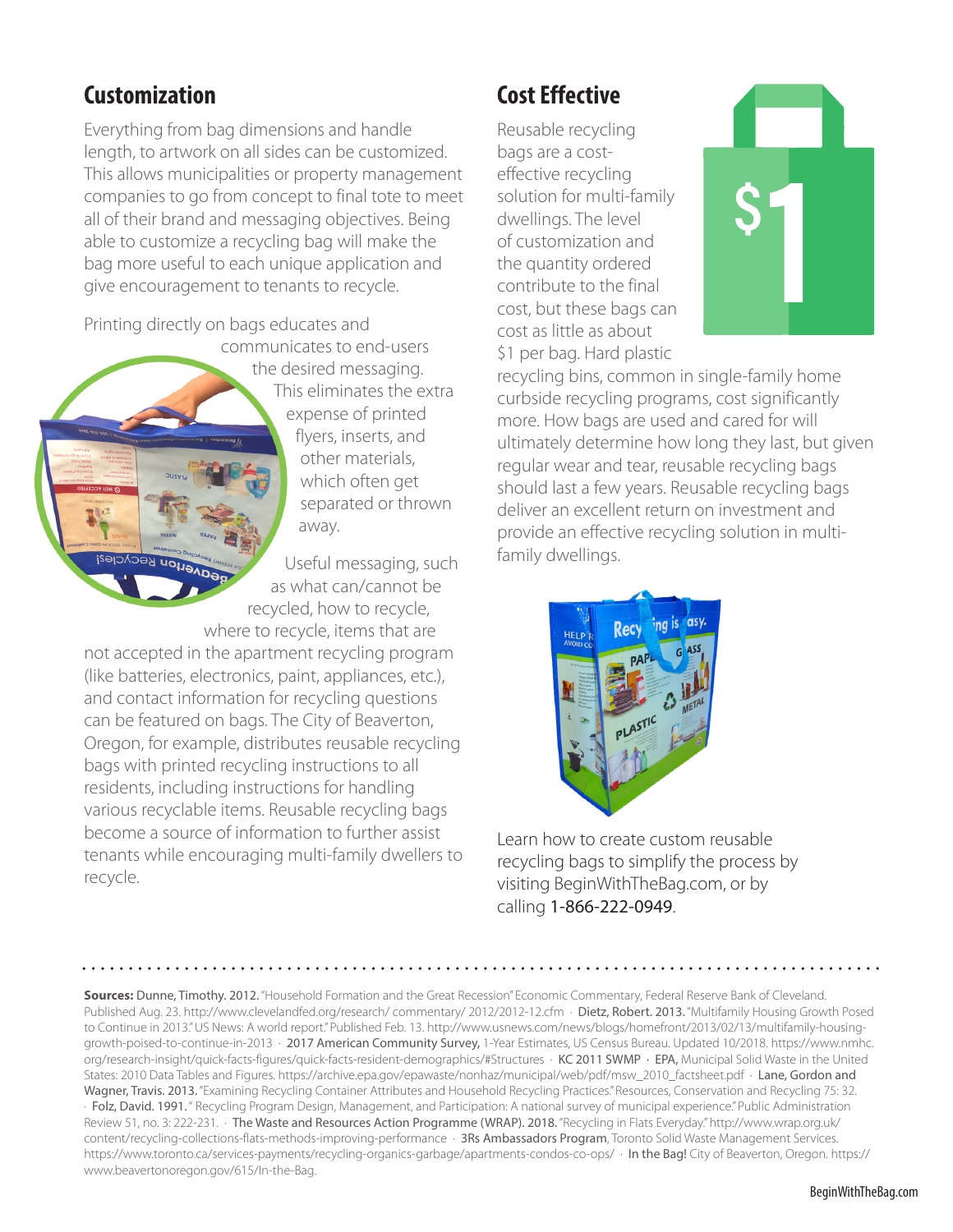## Customization

Everything from bag dimensions and handle length, to artwork on all sides can be customized. This allows municipalities or property management companies to go from concept to final tote to meet all of their brand and messaging objectives. Being able to customize a recycling bag will make the bag more useful to each unique application and give encouragement to tenants to recycle.

Printing directly on bags educates and communicates to end-users the desired messaging. This eliminates the extra expense of printed flyers, inserts, and other materials, which often get separated or thrown away.

Useful messaging, such as what can/cannot be recycled, how to recycle, where to recycle, items that are not accepted in the apartment recycling program (like batteries, electronics, paint, appliances, etc.), and contact information for recycling questions can be featured on bags. The City of Beaverton, Oregon, for example, distributes reusable recycling bags with printed recycling instructions to all residents, including instructions for handling various recyclable items. Reusable recycling bags become a source of information to further assist tenants while encouraging multi-family dwellers to recycle.

## Cost Effective

Reusable recycling bags are a cost-effective recycling solution for multi-family dwellings. The level of customization and the quantity ordered contribute to the final cost, but these bags can cost as little as about $1 per bag. Hard plastic recycling bins, common in single-family home curbside recycling programs, cost significantly more. How bags are used and cared for will ultimately determine how long they last, but given regular wear and tear, reusable recycling bags should last a few years. Reusable recycling bags deliver an excellent return on investment and provide an effective recycling solution in multi-family dwellings.

Learn how to create custom reusable recycling bags to simplify the process by visiting BeginWithTheBag.com, or by calling 1-866-222-0949.

**Sources:** Dunne, Timothy. 2012. "Household Formation and the Great Recession" Economic Commentary, Federal Reserve Bank of Cleveland. Published Aug. 23. http://www.clevelandfed.org/research/ commentary/ 2012/2012-12.cfm · Dietz, Robert. 2013. "Multifamily Housing Growth Posed to Continue in 2013." US News: A world report." Published Feb. 13. http://www.usnews.com/news/blogs/homefront/2013/02/13/multifamily-housing-growth-poised-to-continue-in-2013 · 2017 American Community Survey, 1-Year Estimates, US Census Bureau. Updated 10/2018. https://www.nmhc.org/research-insight/quick-facts-figures/quick-facts-resident-demographics/#Structures · KC 2011 SWMP · EPA, Municipal Solid Waste in the United States: 2010 Data Tables and Figures. https://archive.epa.gov/epawaste/nonhaz/municipal/web/pdf/msw_2010_factsheet.pdf · Lane, Gordon and Wagner, Travis. 2013. "Examining Recycling Container Attributes and Household Recycling Practices." Resources, Conservation and Recycling 75: 32. · Folz, David. 1991. " Recycling Program Design, Management, and Participation: A national survey of municipal experience." Public Administration Review 51, no. 3: 222-231. · The Waste and Resources Action Programme (WRAP). 2018. "Recycling in Flats Everyday." http://www.wrap.org.uk/content/recycling-collections-flats-methods-improving-performance · 3Rs Ambassadors Program, Toronto Solid Waste Management Services. https://www.toronto.ca/services-payments/recycling-organics-garbage/apartments-condos-co-ops/ · In the Bag! City of Beaverton, Oregon. https://www.beavertonoregon.gov/615/In-the-Bag.